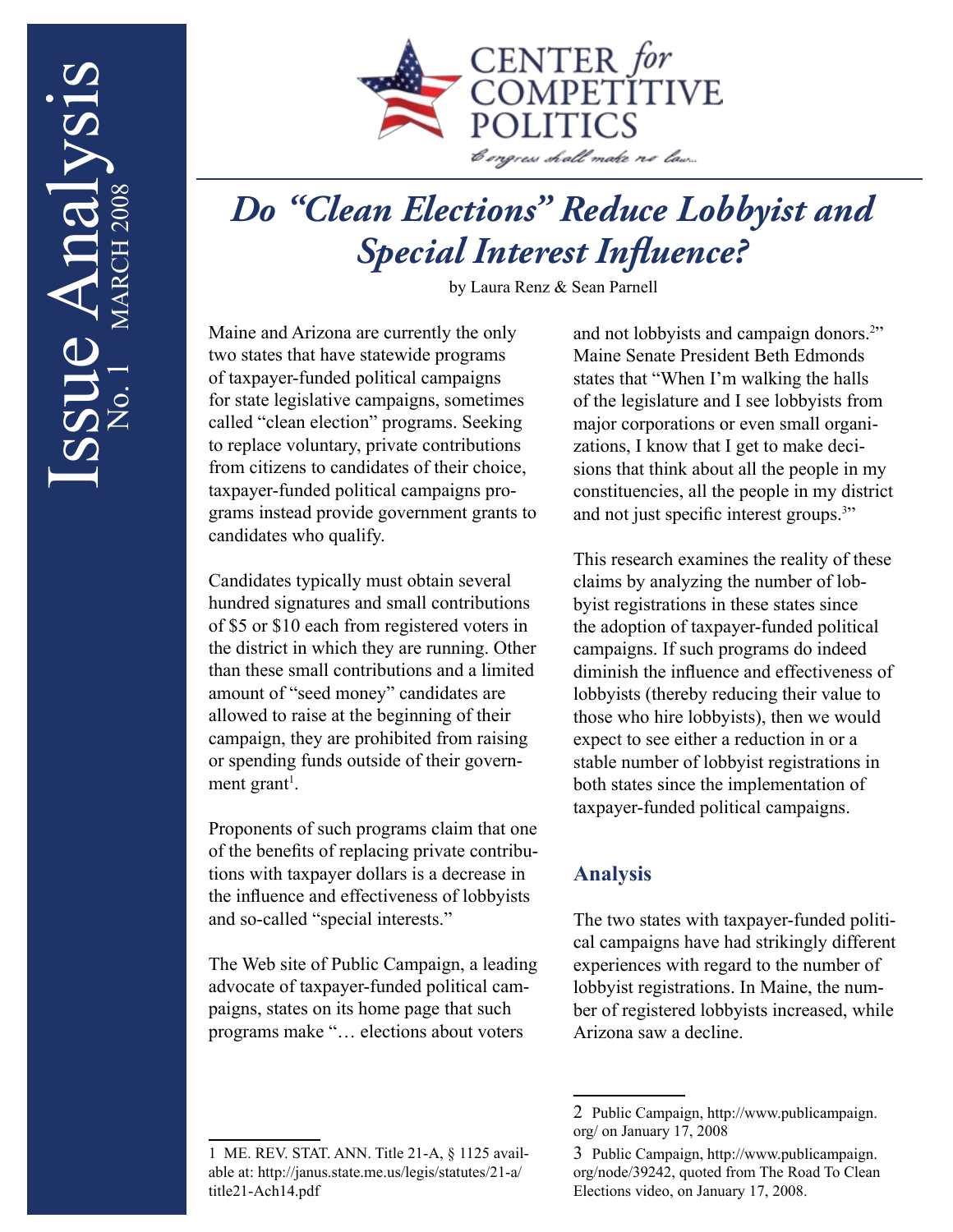Issue Analysis No. 1 MARCH 2008

CENTER *for* COMPETITIVE POLITICS

*Congress shall make no law...*

# *Do "Clean Elections" Reduce Lobbyist and Special Interest Influence?*

by Laura Renz & Sean Parnell

Maine and Arizona are currently the only two states that have statewide programs of taxpayer-funded political campaigns for state legislative campaigns, sometimes called "clean election" programs. Seeking to replace voluntary, private contributions from citizens to candidates of their choice, taxpayer-funded political campaigns programs instead provide government grants to candidates who qualify.

Candidates typically must obtain several hundred signatures and small contributions of $5 or $10 each from registered voters in the district in which they are running. Other than these small contributions and a limited amount of "seed money" candidates are allowed to raise at the beginning of their campaign, they are prohibited from raising or spending funds outside of their government grant[1].

Proponents of such programs claim that one of the benefits of replacing private contributions with taxpayer dollars is a decrease in the influence and effectiveness of lobbyists and so-called "special interests."

The Web site of Public Campaign, a leading advocate of taxpayer-funded political campaigns, states on its home page that such programs make "… elections about voters and not lobbyists and campaign donors.[2]" Maine Senate President Beth Edmonds states that "When I'm walking the halls of the legislature and I see lobbyists from major corporations or even small organizations, I know that I get to make decisions that think about all the people in my constituencies, all the people in my district and not just specific interest groups.[3]"

This research examines the reality of these claims by analyzing the number of lobbyist registrations in these states since the adoption of taxpayer-funded political campaigns. If such programs do indeed diminish the influence and effectiveness of lobbyists (thereby reducing their value to those who hire lobbyists), then we would expect to see either a reduction in or a stable number of lobbyist registrations in both states since the implementation of taxpayer-funded political campaigns.

## Analysis

The two states with taxpayer-funded political campaigns have had strikingly different experiences with regard to the number of lobbyist registrations. In Maine, the number of registered lobbyists increased, while Arizona saw a decline.

---

1 ME. REV. STAT. ANN. Title 21-A, § 1125 available at: http://janus.state.me.us/legis/statutes/21-a/title21-Ach14.pdf

2 Public Campaign, http://www.publiccampaign.org/ on January 17, 2008

3 Public Campaign, http://www.publiccampaign.org/node/39242, quoted from The Road To Clean Elections video, on January 17, 2008.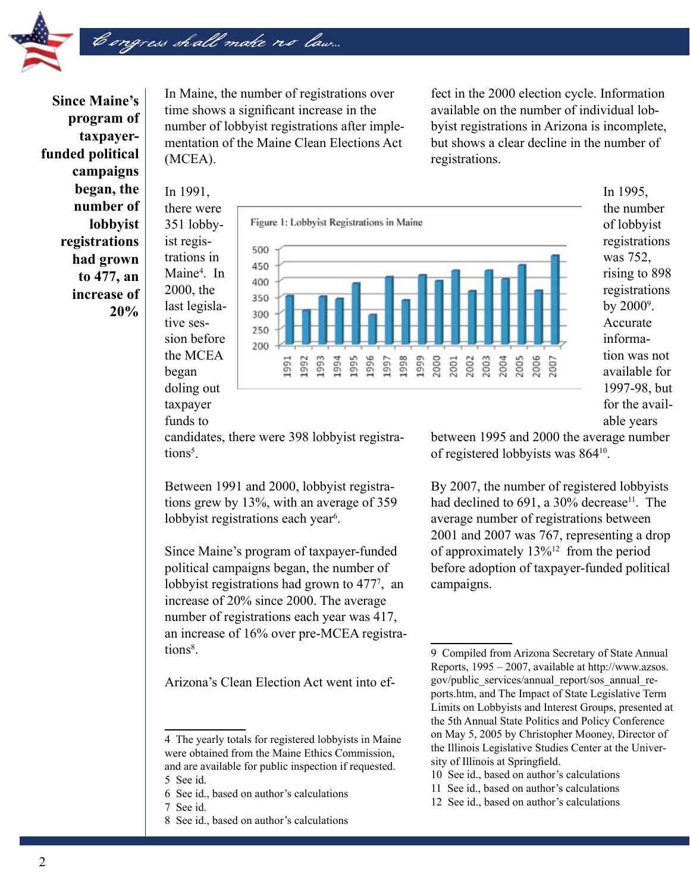**Since Maine's program of taxpayer-funded political campaigns began, the number of lobbyist registrations had grown to 477, an increase of 20%**

In Maine, the number of registrations over time shows a significant increase in the number of lobbyist registrations after implementation of the Maine Clean Elections Act (MCEA).

In 1991, there were 351 lobbyist registrations in Maine[4]. In 2000, the last legislative session before the MCEA began doling out taxpayer funds to candidates, there were 398 lobbyist registrations[5].

Figure 1: Lobbyist Registrations in Maine

Between 1991 and 2000, lobbyist registrations grew by 13%, with an average of 359 lobbyist registrations each year[6].

Since Maine's program of taxpayer-funded political campaigns began, the number of lobbyist registrations had grown to 477[7], an increase of 20% since 2000. The average number of registrations each year was 417, an increase of 16% over pre-MCEA registrations[8].

Arizona's Clean Election Act went into effect in the 2000 election cycle. Information available on the number of individual lobbyist registrations in Arizona is incomplete, but shows a clear decline in the number of registrations.

In 1995, the number of lobbyist registrations was 752, rising to 898 registrations by 2000[9]. Accurate information was not available for 1997-98, but for the available years between 1995 and 2000 the average number of registered lobbyists was 864[10].

By 2007, the number of registered lobbyists had declined to 691, a 30% decrease[11]. The average number of registrations between 2001 and 2007 was 767, representing a drop of approximately 13%[12] from the period before adoption of taxpayer-funded political campaigns.

---

4 The yearly totals for registered lobbyists in Maine were obtained from the Maine Ethics Commission, and are available for public inspection if requested.
5 See id.
6 See id., based on author's calculations
7 See id.
8 See id., based on author's calculations

9 Compiled from Arizona Secretary of State Annual Reports, 1995 – 2007, available at http://www.azsos.gov/public_services/annual_report/sos_annual_reports.htm, and The Impact of State Legislative Term Limits on Lobbyists and Interest Groups, presented at the 5th Annual State Politics and Policy Conference on May 5, 2005 by Christopher Mooney, Director of the Illinois Legislative Studies Center at the University of Illinois at Springfield.
10 See id., based on author's calculations
11 See id., based on author's calculations
12 See id., based on author's calculations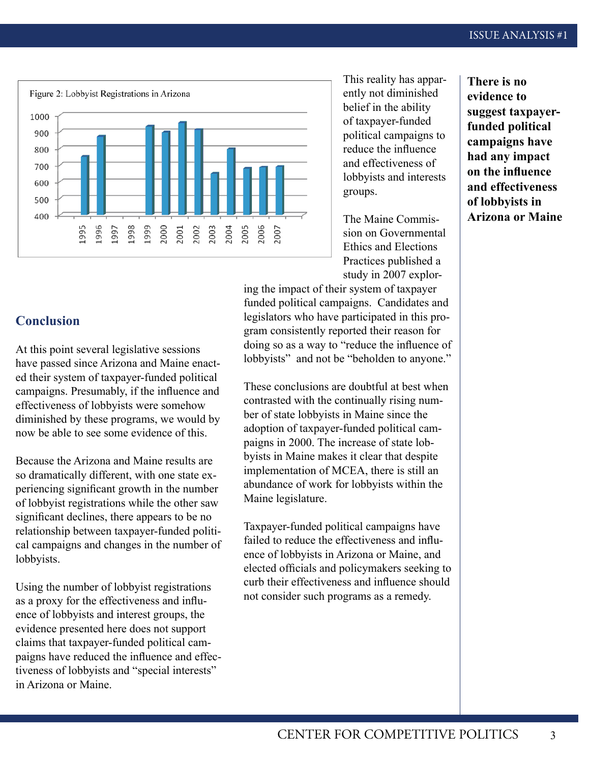Figure 2: Lobbyist Registrations in Arizona

This reality has apparently not diminished belief in the ability of taxpayer-funded political campaigns to reduce the influence and effectiveness of lobbyists and interests groups.

The Maine Commission on Governmental Ethics and Elections Practices published a study in 2007 exploring the impact of their system of taxpayer funded political campaigns. Candidates and legislators who have participated in this program consistently reported their reason for doing so as a way to "reduce the influence of lobbyists" and not be "beholden to anyone."

These conclusions are doubtful at best when contrasted with the continually rising number of state lobbyists in Maine since the adoption of taxpayer-funded political campaigns in 2000. The increase of state lobbyists in Maine makes it clear that despite implementation of MCEA, there is still an abundance of work for lobbyists within the Maine legislature.

Taxpayer-funded political campaigns have failed to reduce the effectiveness and influence of lobbyists in Arizona or Maine, and elected officials and policymakers seeking to curb their effectiveness and influence should not consider such programs as a remedy.

**There is no evidence to suggest taxpayer-funded political campaigns have had any impact on the influence and effectiveness of lobbyists in Arizona or Maine**

## Conclusion

At this point several legislative sessions have passed since Arizona and Maine enacted their system of taxpayer-funded political campaigns. Presumably, if the influence and effectiveness of lobbyists were somehow diminished by these programs, we would by now be able to see some evidence of this.

Because the Arizona and Maine results are so dramatically different, with one state experiencing significant growth in the number of lobbyist registrations while the other saw significant declines, there appears to be no relationship between taxpayer-funded political campaigns and changes in the number of lobbyists.

Using the number of lobbyist registrations as a proxy for the effectiveness and influence of lobbyists and interest groups, the evidence presented here does not support claims that taxpayer-funded political campaigns have reduced the influence and effectiveness of lobbyists and "special interests" in Arizona or Maine.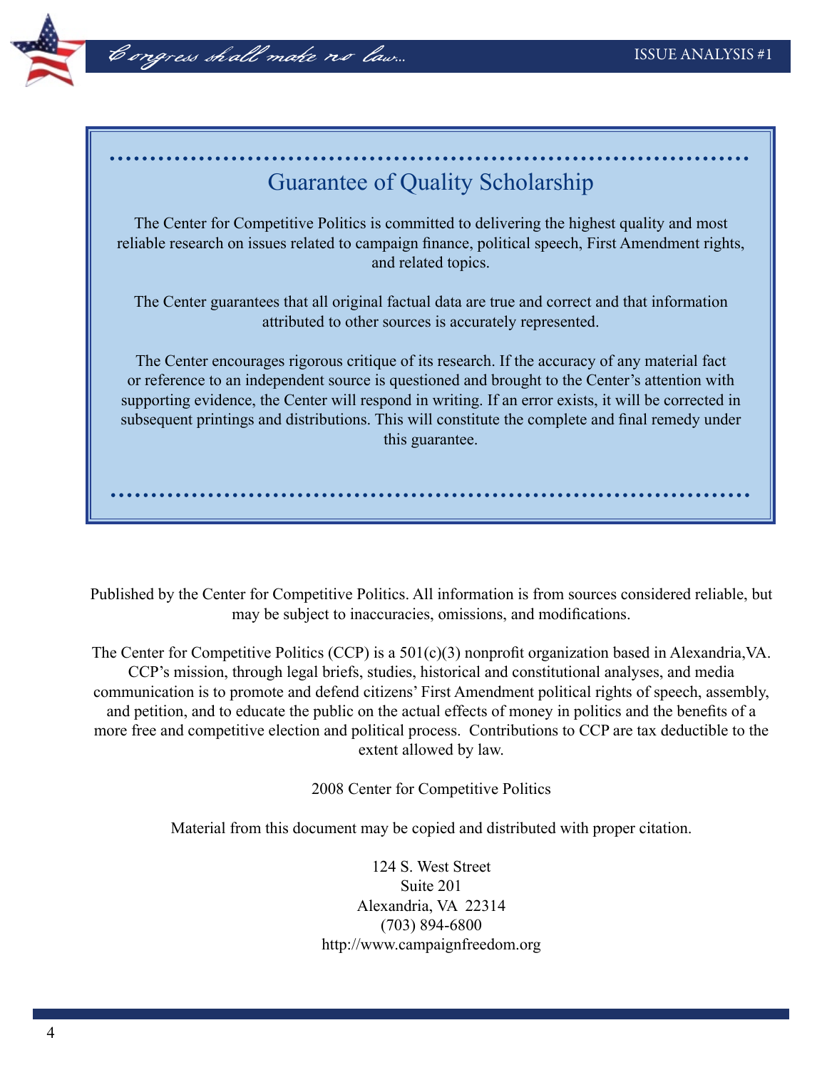## Guarantee of Quality Scholarship

The Center for Competitive Politics is committed to delivering the highest quality and most reliable research on issues related to campaign finance, political speech, First Amendment rights, and related topics.

The Center guarantees that all original factual data are true and correct and that information attributed to other sources is accurately represented.

The Center encourages rigorous critique of its research. If the accuracy of any material fact or reference to an independent source is questioned and brought to the Center's attention with supporting evidence, the Center will respond in writing. If an error exists, it will be corrected in subsequent printings and distributions. This will constitute the complete and final remedy under this guarantee.

Published by the Center for Competitive Politics. All information is from sources considered reliable, but may be subject to inaccuracies, omissions, and modifications.

The Center for Competitive Politics (CCP) is a 501(c)(3) nonprofit organization based in Alexandria,VA. CCP's mission, through legal briefs, studies, historical and constitutional analyses, and media communication is to promote and defend citizens' First Amendment political rights of speech, assembly, and petition, and to educate the public on the actual effects of money in politics and the benefits of a more free and competitive election and political process. Contributions to CCP are tax deductible to the extent allowed by law.

2008 Center for Competitive Politics

Material from this document may be copied and distributed with proper citation.

124 S. West Street
Suite 201
Alexandria, VA 22314
(703) 894-6800
http://www.campaignfreedom.org